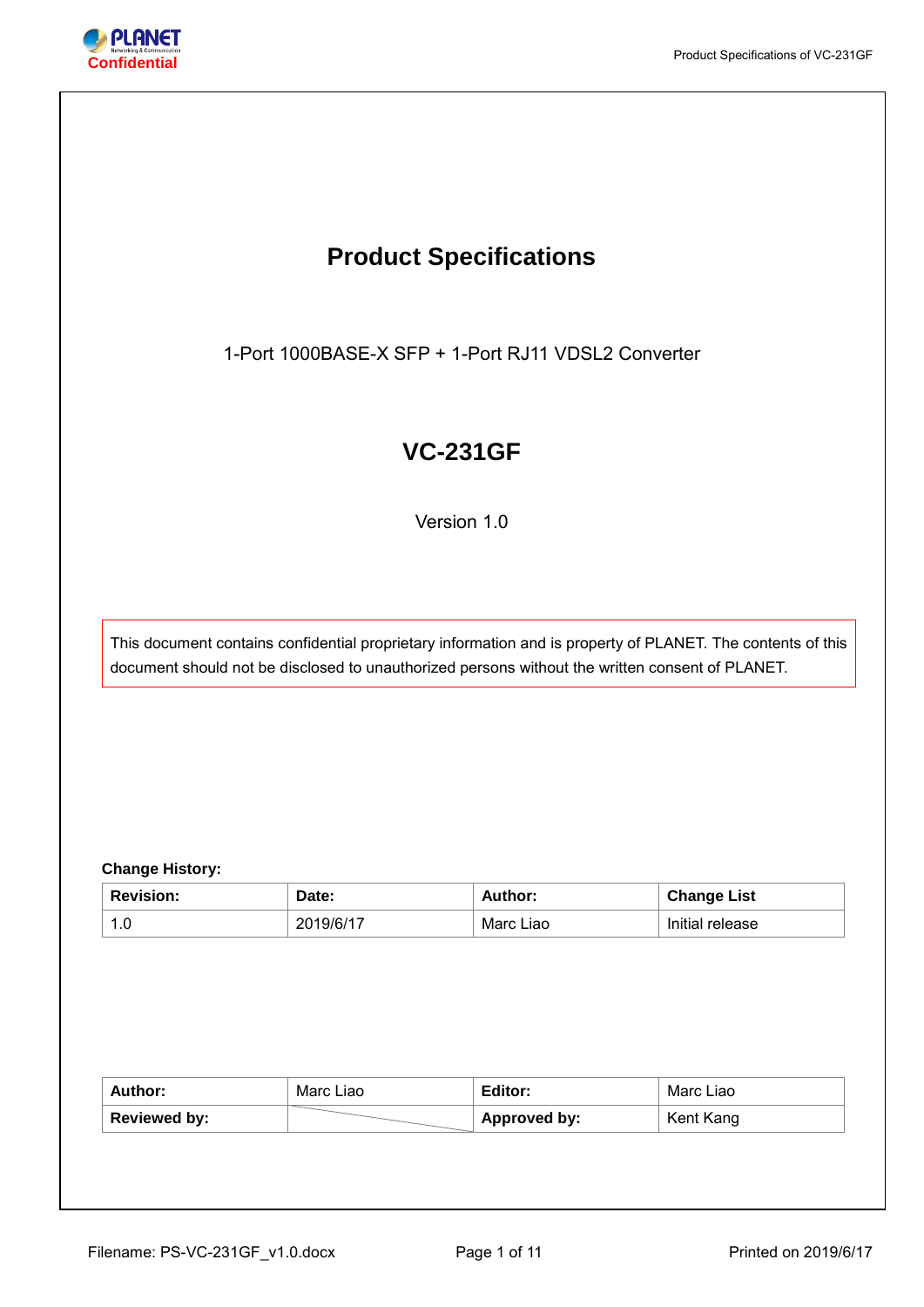Confidential

# Product Specifications

1-Port 1000BASE-X SFP + 1-Port RJ11 VDSL2 Converter

## VC-231GF

Version 1.0

This document contains confidential proprietary information and is property of PLANET. The contents of this document should not be disclosed to unauthorized persons without the written consent of PLANET.

**Change History:**

| **Revision:** | **Date:** | **Author:** | **Change List** |
|---|---|---|---|
| 1.0 | 2019/6/17 | Marc Liao | Initial release |

| **Author:** | Marc Liao | **Editor:** | Marc Liao |
|---|---|---|---|
| **Reviewed by:** | | **Approved by:** | Kent Kang |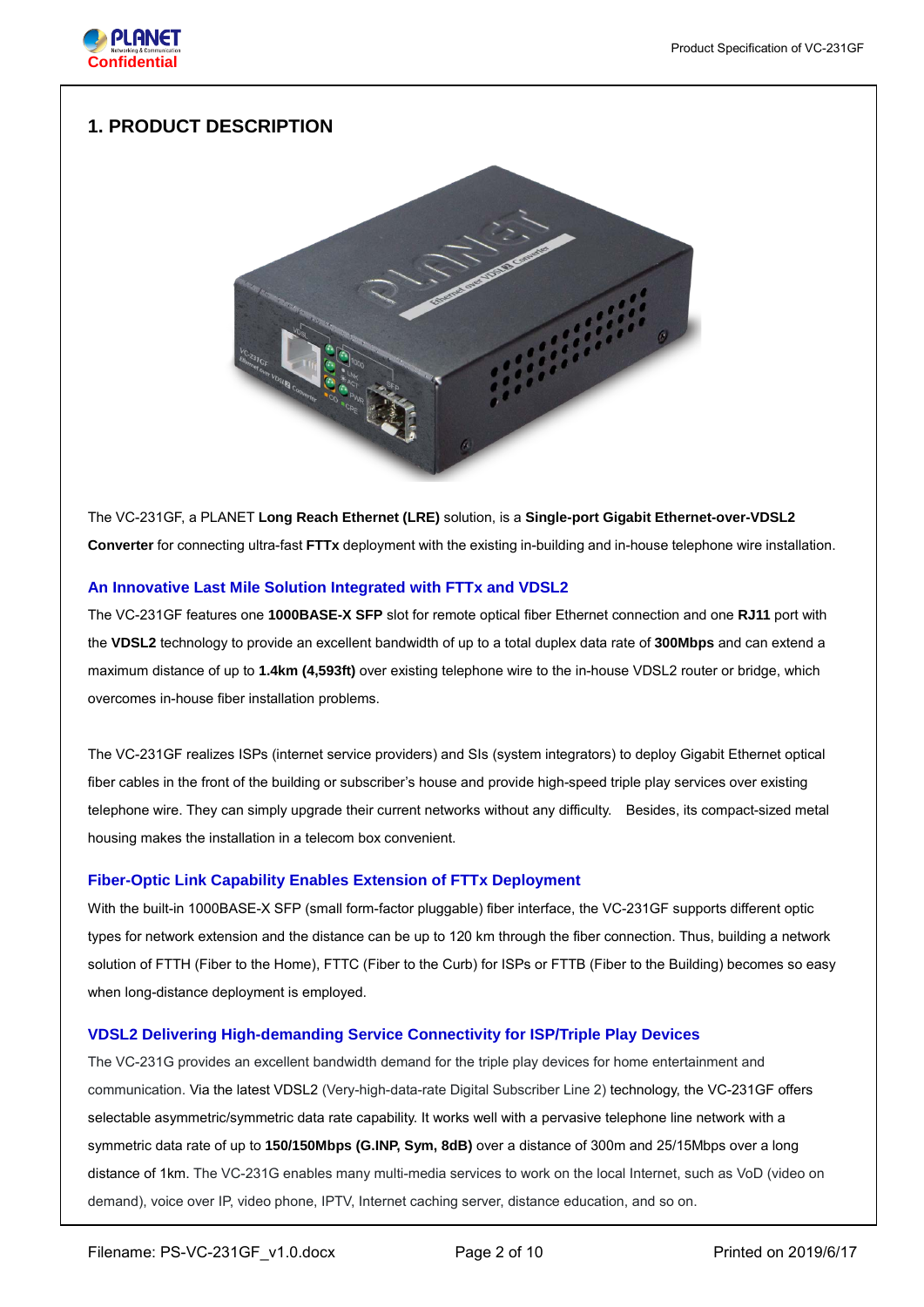## 1. PRODUCT DESCRIPTION

The VC-231GF, a PLANET **Long Reach Ethernet (LRE)** solution, is a **Single-port Gigabit Ethernet-over-VDSL2 Converter** for connecting ultra-fast **FTTx** deployment with the existing in-building and in-house telephone wire installation.

### An Innovative Last Mile Solution Integrated with FTTx and VDSL2

The VC-231GF features one **1000BASE-X SFP** slot for remote optical fiber Ethernet connection and one **RJ11** port with the **VDSL2** technology to provide an excellent bandwidth of up to a total duplex data rate of **300Mbps** and can extend a maximum distance of up to **1.4km (4,593ft)** over existing telephone wire to the in-house VDSL2 router or bridge, which overcomes in-house fiber installation problems.

The VC-231GF realizes ISPs (internet service providers) and SIs (system integrators) to deploy Gigabit Ethernet optical fiber cables in the front of the building or subscriber's house and provide high-speed triple play services over existing telephone wire. They can simply upgrade their current networks without any difficulty. Besides, its compact-sized metal housing makes the installation in a telecom box convenient.

### Fiber-Optic Link Capability Enables Extension of FTTx Deployment

With the built-in 1000BASE-X SFP (small form-factor pluggable) fiber interface, the VC-231GF supports different optic types for network extension and the distance can be up to 120 km through the fiber connection. Thus, building a network solution of FTTH (Fiber to the Home), FTTC (Fiber to the Curb) for ISPs or FTTB (Fiber to the Building) becomes so easy when long-distance deployment is employed.

### VDSL2 Delivering High-demanding Service Connectivity for ISP/Triple Play Devices

The VC-231G provides an excellent bandwidth demand for the triple play devices for home entertainment and communication. Via the latest VDSL2 (Very-high-data-rate Digital Subscriber Line 2) technology, the VC-231GF offers selectable asymmetric/symmetric data rate capability. It works well with a pervasive telephone line network with a symmetric data rate of up to **150/150Mbps (G.INP, Sym, 8dB)** over a distance of 300m and 25/15Mbps over a long distance of 1km. The VC-231G enables many multi-media services to work on the local Internet, such as VoD (video on demand), voice over IP, video phone, IPTV, Internet caching server, distance education, and so on.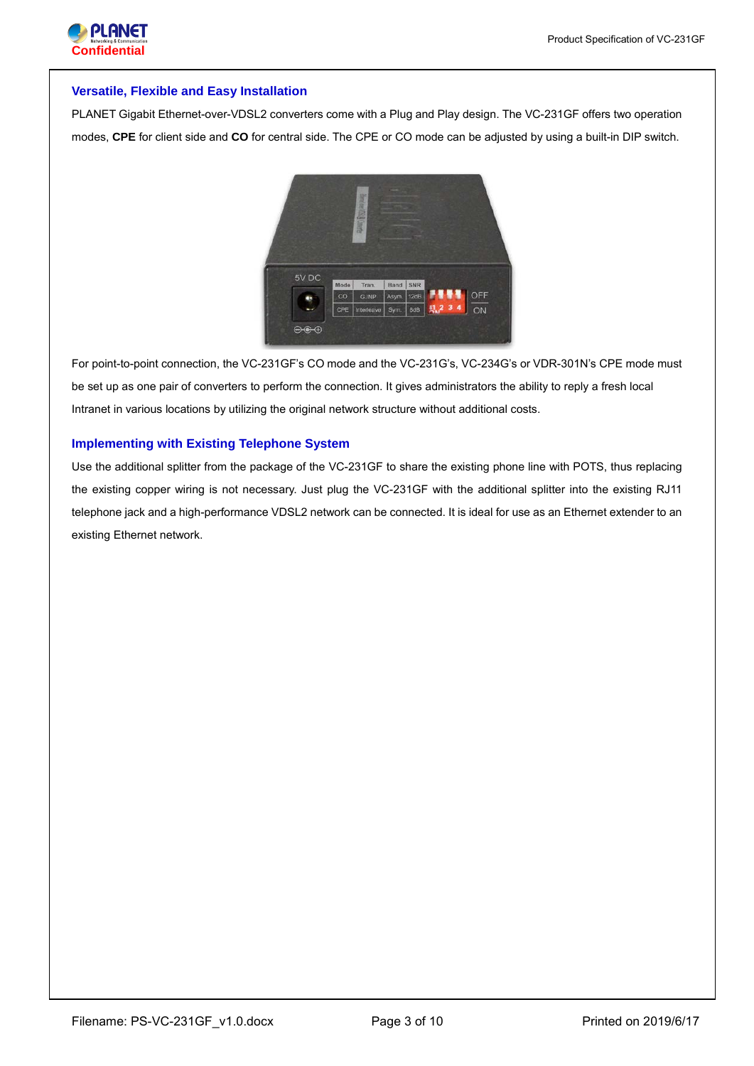## Versatile, Flexible and Easy Installation

PLANET Gigabit Ethernet-over-VDSL2 converters come with a Plug and Play design. The VC-231GF offers two operation modes, **CPE** for client side and **CO** for central side. The CPE or CO mode can be adjusted by using a built-in DIP switch.

For point-to-point connection, the VC-231GF's CO mode and the VC-231G's, VC-234G's or VDR-301N's CPE mode must be set up as one pair of converters to perform the connection. It gives administrators the ability to reply a fresh local Intranet in various locations by utilizing the original network structure without additional costs.

## Implementing with Existing Telephone System

Use the additional splitter from the package of the VC-231GF to share the existing phone line with POTS, thus replacing the existing copper wiring is not necessary. Just plug the VC-231GF with the additional splitter into the existing RJ11 telephone jack and a high-performance VDSL2 network can be connected. It is ideal for use as an Ethernet extender to an existing Ethernet network.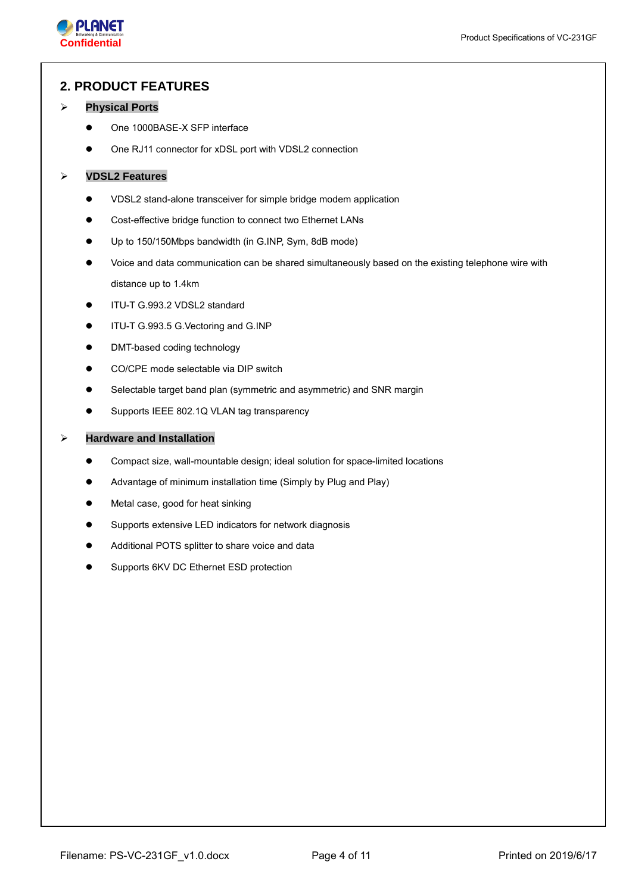## 2. PRODUCT FEATURES

- **Physical Ports**
  - One 1000BASE-X SFP interface
  - One RJ11 connector for xDSL port with VDSL2 connection

- **VDSL2 Features**
  - VDSL2 stand-alone transceiver for simple bridge modem application
  - Cost-effective bridge function to connect two Ethernet LANs
  - Up to 150/150Mbps bandwidth (in G.INP, Sym, 8dB mode)
  - Voice and data communication can be shared simultaneously based on the existing telephone wire with distance up to 1.4km
  - ITU-T G.993.2 VDSL2 standard
  - ITU-T G.993.5 G.Vectoring and G.INP
  - DMT-based coding technology
  - CO/CPE mode selectable via DIP switch
  - Selectable target band plan (symmetric and asymmetric) and SNR margin
  - Supports IEEE 802.1Q VLAN tag transparency

- **Hardware and Installation**
  - Compact size, wall-mountable design; ideal solution for space-limited locations
  - Advantage of minimum installation time (Simply by Plug and Play)
  - Metal case, good for heat sinking
  - Supports extensive LED indicators for network diagnosis
  - Additional POTS splitter to share voice and data
  - Supports 6KV DC Ethernet ESD protection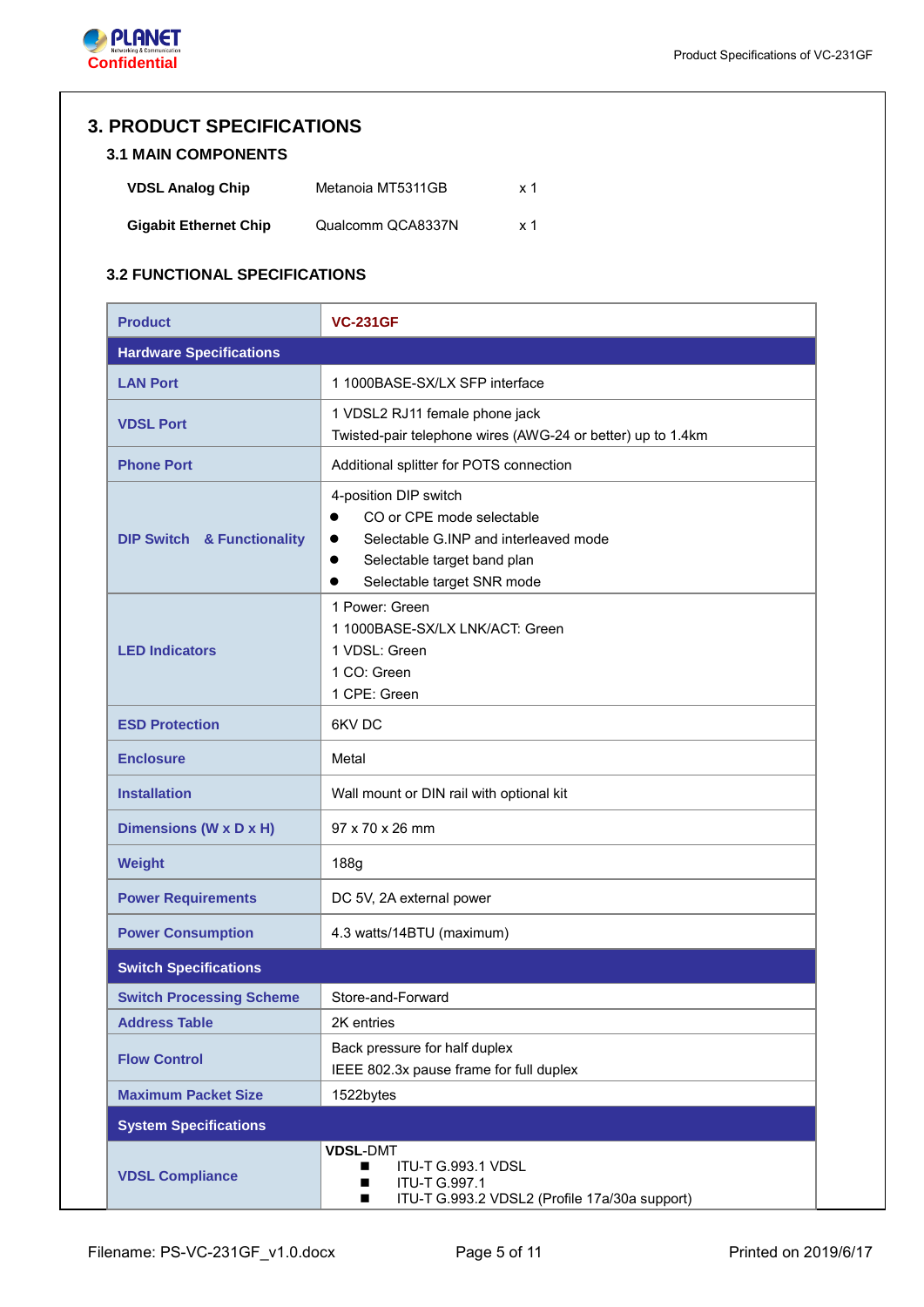# 3. PRODUCT SPECIFICATIONS

## 3.1 MAIN COMPONENTS

| | | |
|---|---|---|
| **VDSL Analog Chip** | Metanoia MT5311GB | x 1 |
| **Gigabit Ethernet Chip** | Qualcomm QCA8337N | x 1 |

## 3.2 FUNCTIONAL SPECIFICATIONS

| **Product** | **VC-231GF** |
|---|---|
| **Hardware Specifications** | |
| **LAN Port** | 1 1000BASE-SX/LX SFP interface |
| **VDSL Port** | 1 VDSL2 RJ11 female phone jack<br>Twisted-pair telephone wires (AWG-24 or better) up to 1.4km |
| **Phone Port** | Additional splitter for POTS connection |
| **DIP Switch & Functionality** | 4-position DIP switch<br>● CO or CPE mode selectable<br>● Selectable G.INP and interleaved mode<br>● Selectable target band plan<br>● Selectable target SNR mode |
| **LED Indicators** | 1 Power: Green<br>1 1000BASE-SX/LX LNK/ACT: Green<br>1 VDSL: Green<br>1 CO: Green<br>1 CPE: Green |
| **ESD Protection** | 6KV DC |
| **Enclosure** | Metal |
| **Installation** | Wall mount or DIN rail with optional kit |
| **Dimensions (W x D x H)** | 97 x 70 x 26 mm |
| **Weight** | 188g |
| **Power Requirements** | DC 5V, 2A external power |
| **Power Consumption** | 4.3 watts/14BTU (maximum) |
| **Switch Specifications** | |
| **Switch Processing Scheme** | Store-and-Forward |
| **Address Table** | 2K entries |
| **Flow Control** | Back pressure for half duplex<br>IEEE 802.3x pause frame for full duplex |
| **Maximum Packet Size** | 1522bytes |
| **System Specifications** | |
| **VDSL Compliance** | **VDSL**-DMT<br>■ ITU-T G.993.1 VDSL<br>■ ITU-T G.997.1<br>■ ITU-T G.993.2 VDSL2 (Profile 17a/30a support) |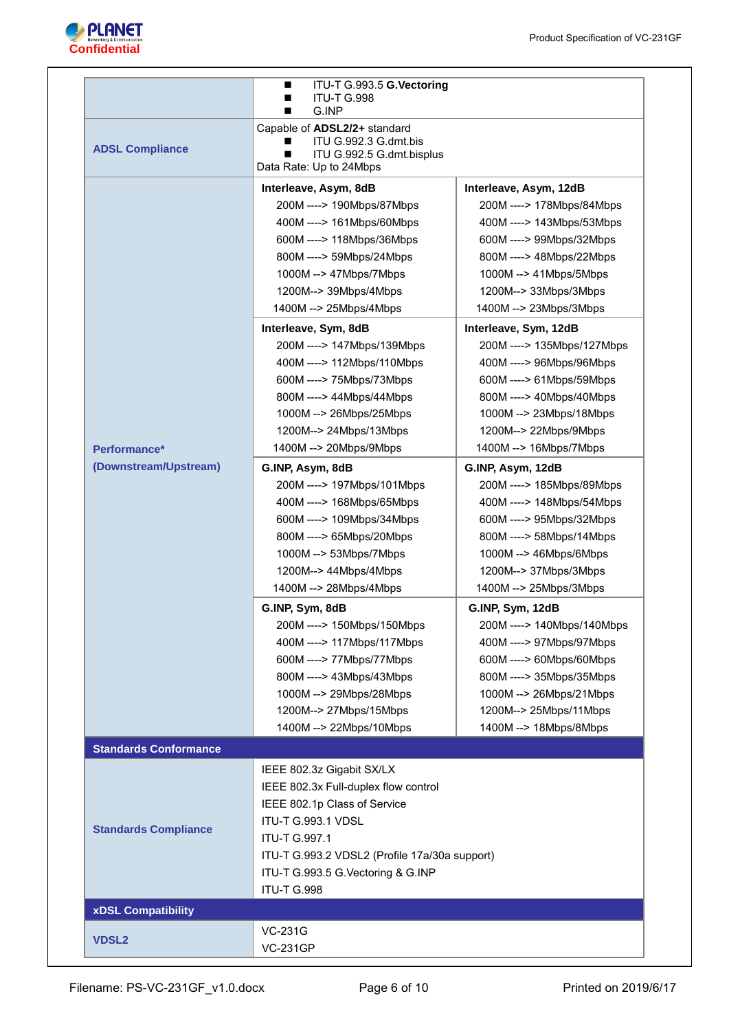| | | |
|---|---|---|
| | ■ ITU-T G.993.5 **G.Vectoring**<br>■ ITU-T G.998<br>■ G.INP | |
| **ADSL Compliance** | Capable of **ADSL2/2+** standard<br>■ ITU G.992.3 G.dmt.bis<br>■ ITU G.992.5 G.dmt.bisplus<br>Data Rate: Up to 24Mbps | |
| **Performance\*<br>(Downstream/Upstream)** | **Interleave, Asym, 8dB**<br>200M ----> 190Mbps/87Mbps<br>400M ----> 161Mbps/60Mbps<br>600M ----> 118Mbps/36Mbps<br>800M ----> 59Mbps/24Mbps<br>1000M --> 47Mbps/7Mbps<br>1200M--> 39Mbps/4Mbps<br>1400M --> 25Mbps/4Mbps | **Interleave, Asym, 12dB**<br>200M ----> 178Mbps/84Mbps<br>400M ----> 143Mbps/53Mbps<br>600M ----> 99Mbps/32Mbps<br>800M ----> 48Mbps/22Mbps<br>1000M --> 41Mbps/5Mbps<br>1200M--> 33Mbps/3Mbps<br>1400M --> 23Mbps/3Mbps |
| | **Interleave, Sym, 8dB**<br>200M ----> 147Mbps/139Mbps<br>400M ----> 112Mbps/110Mbps<br>600M ----> 75Mbps/73Mbps<br>800M ----> 44Mbps/44Mbps<br>1000M --> 26Mbps/25Mbps<br>1200M--> 24Mbps/13Mbps<br>1400M --> 20Mbps/9Mbps | **Interleave, Sym, 12dB**<br>200M ----> 135Mbps/127Mbps<br>400M ----> 96Mbps/96Mbps<br>600M ----> 61Mbps/59Mbps<br>800M ----> 40Mbps/40Mbps<br>1000M --> 23Mbps/18Mbps<br>1200M--> 22Mbps/9Mbps<br>1400M --> 16Mbps/7Mbps |
| | **G.INP, Asym, 8dB**<br>200M ----> 197Mbps/101Mbps<br>400M ----> 168Mbps/65Mbps<br>600M ----> 109Mbps/34Mbps<br>800M ----> 65Mbps/20Mbps<br>1000M --> 53Mbps/7Mbps<br>1200M--> 44Mbps/4Mbps<br>1400M --> 28Mbps/4Mbps | **G.INP, Asym, 12dB**<br>200M ----> 185Mbps/89Mbps<br>400M ----> 148Mbps/54Mbps<br>600M ----> 95Mbps/32Mbps<br>800M ----> 58Mbps/14Mbps<br>1000M --> 46Mbps/6Mbps<br>1200M--> 37Mbps/3Mbps<br>1400M --> 25Mbps/3Mbps |
| | **G.INP, Sym, 8dB**<br>200M ----> 150Mbps/150Mbps<br>400M ----> 117Mbps/117Mbps<br>600M ----> 77Mbps/77Mbps<br>800M ----> 43Mbps/43Mbps<br>1000M --> 29Mbps/28Mbps<br>1200M--> 27Mbps/15Mbps<br>1400M --> 22Mbps/10Mbps | **G.INP, Sym, 12dB**<br>200M ----> 140Mbps/140Mbps<br>400M ----> 97Mbps/97Mbps<br>600M ----> 60Mbps/60Mbps<br>800M ----> 35Mbps/35Mbps<br>1000M --> 26Mbps/21Mbps<br>1200M--> 25Mbps/11Mbps<br>1400M --> 18Mbps/8Mbps |
| **Standards Conformance** | | |
| **Standards Compliance** | IEEE 802.3z Gigabit SX/LX<br>IEEE 802.3x Full-duplex flow control<br>IEEE 802.1p Class of Service<br>ITU-T G.993.1 VDSL<br>ITU-T G.997.1<br>ITU-T G.993.2 VDSL2 (Profile 17a/30a support)<br>ITU-T G.993.5 G.Vectoring & G.INP<br>ITU-T G.998 | |
| **xDSL Compatibility** | | |
| **VDSL2** | VC-231G<br>VC-231GP | |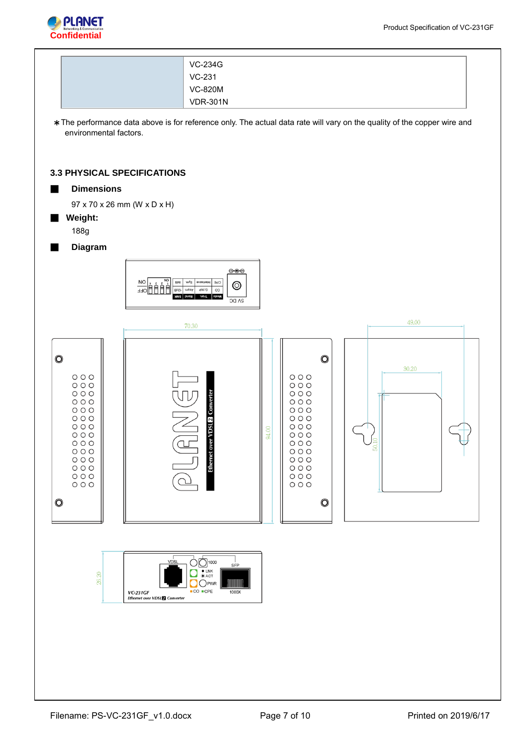| | VC-234G<br>VC-231<br>VC-820M<br>VDR-301N |
|---|---|

∗The performance data above is for reference only. The actual data rate will vary on the quality of the copper wire and environmental factors.

### 3.3 PHYSICAL SPECIFICATIONS

- **Dimensions**

  97 x 70 x 26 mm (W x D x H)

- **Weight:**

  188g

- **Diagram**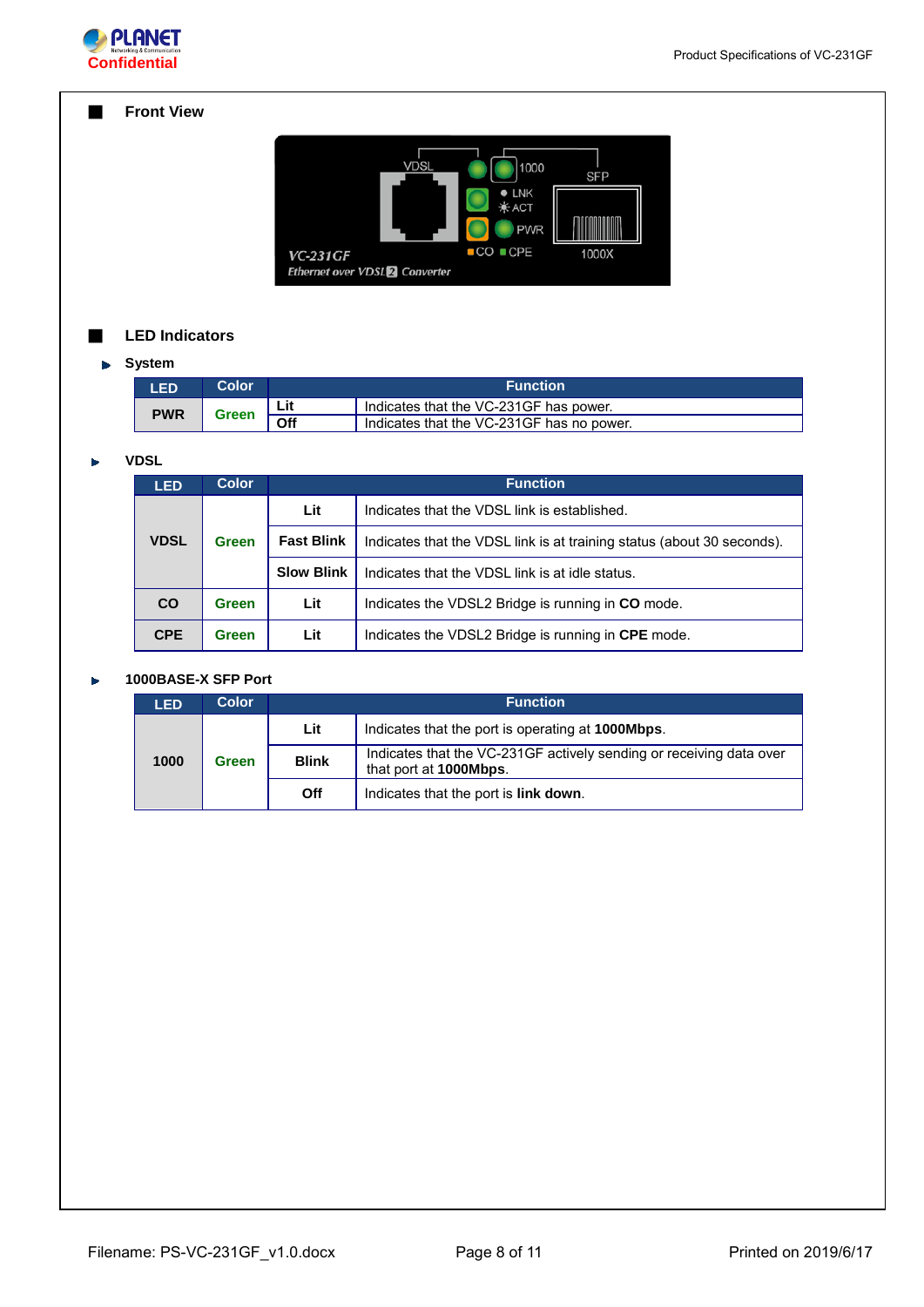## Front View

## LED Indicators

### System

| LED | Color | Function | |
|---|---|---|---|
| PWR | Green | Lit | Indicates that the VC-231GF has power. |
| | | Off | Indicates that the VC-231GF has no power. |

### VDSL

| LED | Color | Function | |
|---|---|---|---|
| VDSL | Green | Lit | Indicates that the VDSL link is established. |
| | | Fast Blink | Indicates that the VDSL link is at training status (about 30 seconds). |
| | | Slow Blink | Indicates that the VDSL link is at idle status. |
| CO | Green | Lit | Indicates the VDSL2 Bridge is running in **CO** mode. |
| CPE | Green | Lit | Indicates the VDSL2 Bridge is running in **CPE** mode. |

### 1000BASE-X SFP Port

| LED | Color | Function | |
|---|---|---|---|
| 1000 | Green | Lit | Indicates that the port is operating at **1000Mbps**. |
| | | Blink | Indicates that the VC-231GF actively sending or receiving data over that port at **1000Mbps**. |
| | | Off | Indicates that the port is **link down**. |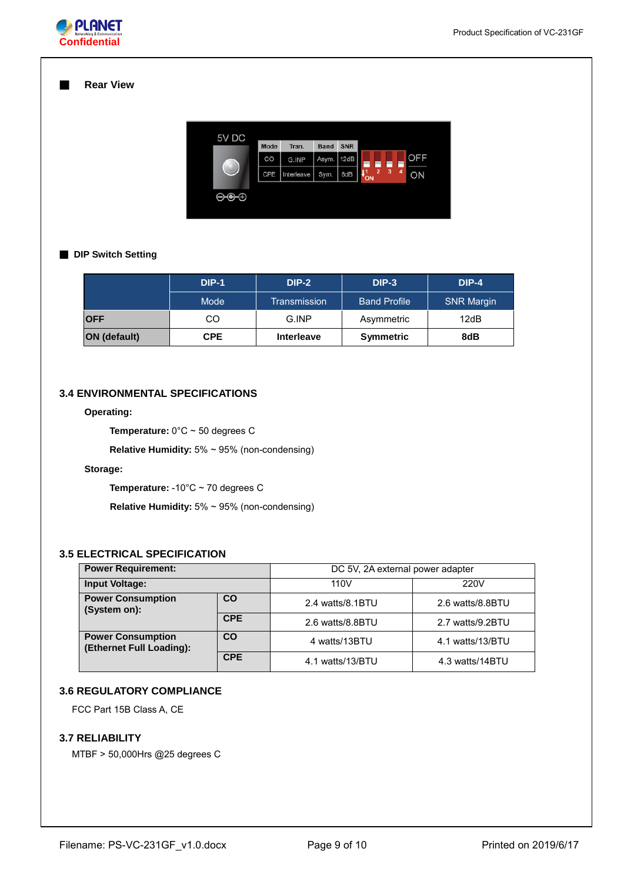## Rear View

## DIP Switch Setting

| | DIP-1 | DIP-2 | DIP-3 | DIP-4 |
|---|---|---|---|---|
| | Mode | Transmission | Band Profile | SNR Margin |
| **OFF** | CO | G.INP | Asymmetric | 12dB |
| **ON (default)** | **CPE** | **Interleave** | **Symmetric** | **8dB** |

## 3.4 ENVIRONMENTAL SPECIFICATIONS

**Operating:**

**Temperature:** 0°C ~ 50 degrees C

**Relative Humidity:** 5% ~ 95% (non-condensing)

**Storage:**

**Temperature:** -10°C ~ 70 degrees C

**Relative Humidity:** 5% ~ 95% (non-condensing)

## 3.5 ELECTRICAL SPECIFICATION

| **Power Requirement:** | | DC 5V, 2A external power adapter | |
|---|---|---|---|
| **Input Voltage:** | | 110V | 220V |
| **Power Consumption (System on):** | **CO** | 2.4 watts/8.1BTU | 2.6 watts/8.8BTU |
| | **CPE** | 2.6 watts/8.8BTU | 2.7 watts/9.2BTU |
| **Power Consumption (Ethernet Full Loading):** | **CO** | 4 watts/13BTU | 4.1 watts/13/BTU |
| | **CPE** | 4.1 watts/13/BTU | 4.3 watts/14BTU |

## 3.6 REGULATORY COMPLIANCE

FCC Part 15B Class A, CE

## 3.7 RELIABILITY

MTBF > 50,000Hrs @25 degrees C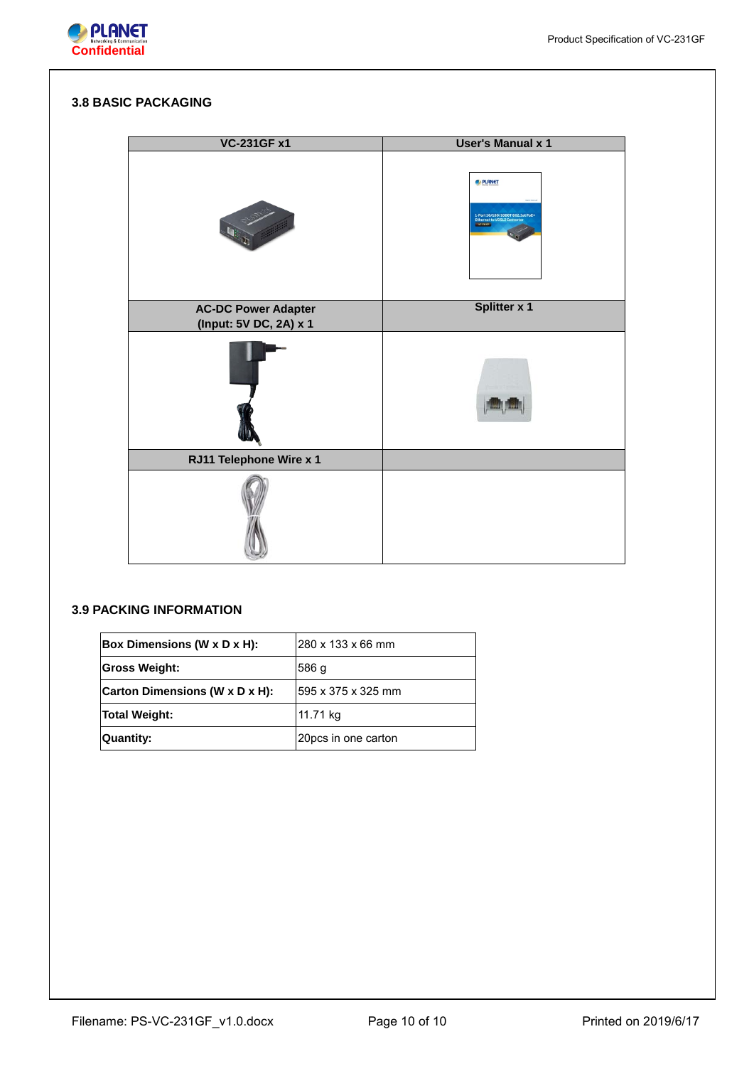### 3.8 BASIC PACKAGING

| VC-231GF x1 | User's Manual x 1 |
|---|---|
| | |
| AC-DC Power Adapter (Input: 5V DC, 2A) x 1 | Splitter x 1 |
| | |
| RJ11 Telephone Wire x 1 | |
| | |

### 3.9 PACKING INFORMATION

| | |
|---|---|
| **Box Dimensions (W x D x H):** | 280 x 133 x 66 mm |
| **Gross Weight:** | 586 g |
| **Carton Dimensions (W x D x H):** | 595 x 375 x 325 mm |
| **Total Weight:** | 11.71 kg |
| **Quantity:** | 20pcs in one carton |